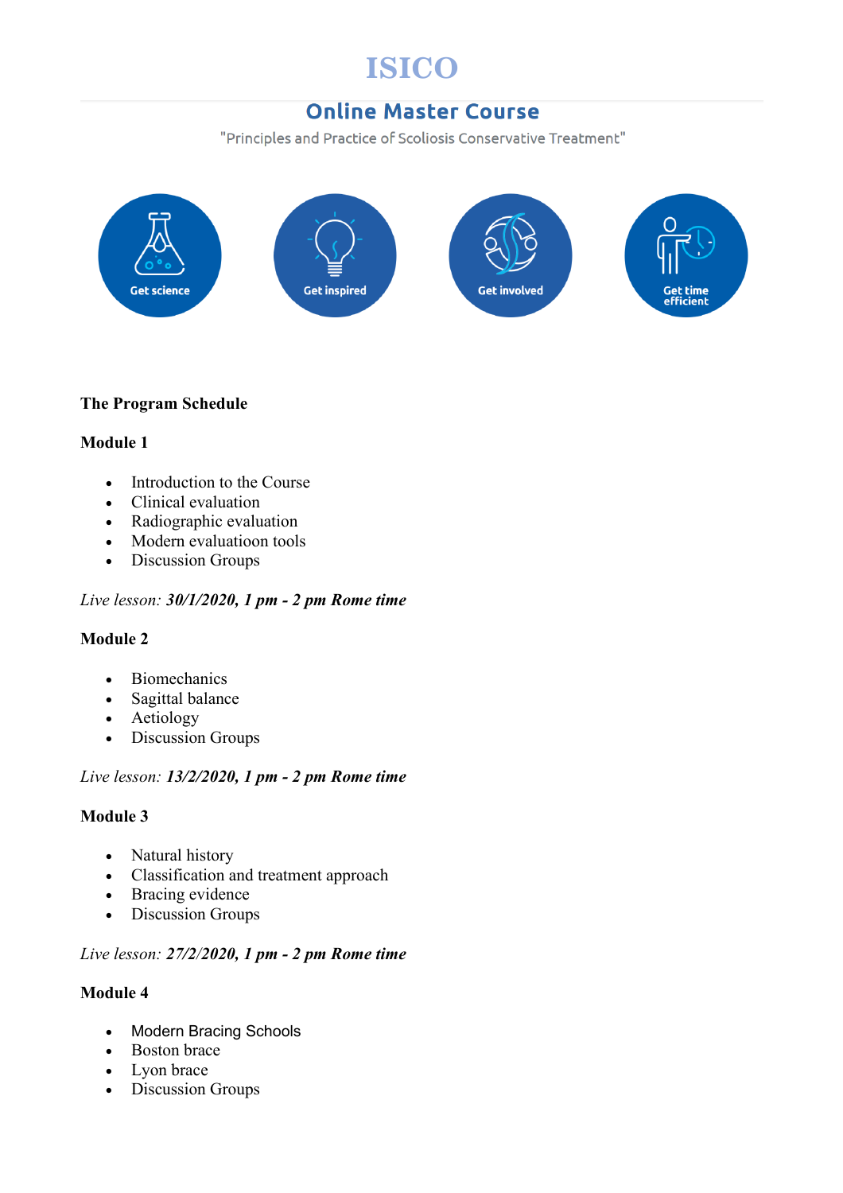# ISICO

## Online Master Course

"Principles and Practice of Scoliosis Conservative Treatment"

Get science

Get inspired

Get involved

Get time efficient

**The Program Schedule**

**Module 1**

- Introduction to the Course
- Clinical evaluation
- Radiographic evaluation
- Modern evaluatioon tools
- Discussion Groups

*Live lesson:* ***30/1/2020, 1 pm - 2 pm Rome time***

**Module 2**

- Biomechanics
- Sagittal balance
- Aetiology
- Discussion Groups

*Live lesson:* ***13/2/2020, 1 pm - 2 pm Rome time***

**Module 3**

- Natural history
- Classification and treatment approach
- Bracing evidence
- Discussion Groups

*Live lesson:* ***27/2/2020, 1 pm - 2 pm Rome time***

**Module 4**

- Modern Bracing Schools
- Boston brace
- Lyon brace
- Discussion Groups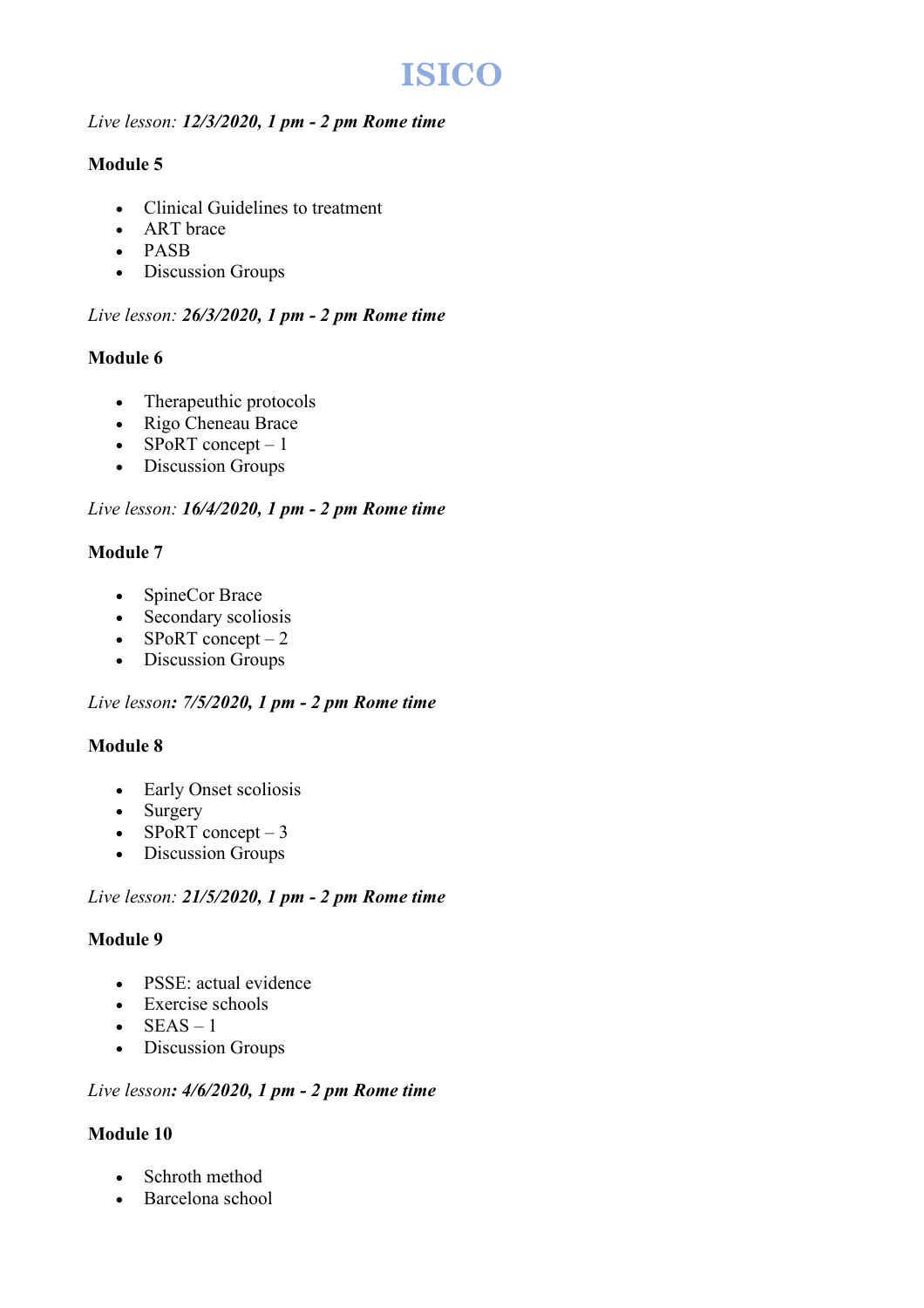# ISICO

*Live lesson:* ***12/3/2020, 1 pm - 2 pm Rome time***

**Module 5**

- Clinical Guidelines to treatment
- ART brace
- PASB
- Discussion Groups

*Live lesson:* ***26/3/2020, 1 pm - 2 pm Rome time***

**Module 6**

- Therapeuthic protocols
- Rigo Cheneau Brace
- SPoRT concept – 1
- Discussion Groups

*Live lesson:* ***16/4/2020, 1 pm - 2 pm Rome time***

**Module 7**

- SpineCor Brace
- Secondary scoliosis
- SPoRT concept – 2
- Discussion Groups

*Live lesson****: 7/5/2020, 1 pm - 2 pm Rome time***

**Module 8**

- Early Onset scoliosis
- Surgery
- SPoRT concept – 3
- Discussion Groups

*Live lesson:* ***21/5/2020, 1 pm - 2 pm Rome time***

**Module 9**

- PSSE: actual evidence
- Exercise schools
- SEAS – 1
- Discussion Groups

*Live lesson****: 4/6/2020, 1 pm - 2 pm Rome time***

**Module 10**

- Schroth method
- Barcelona school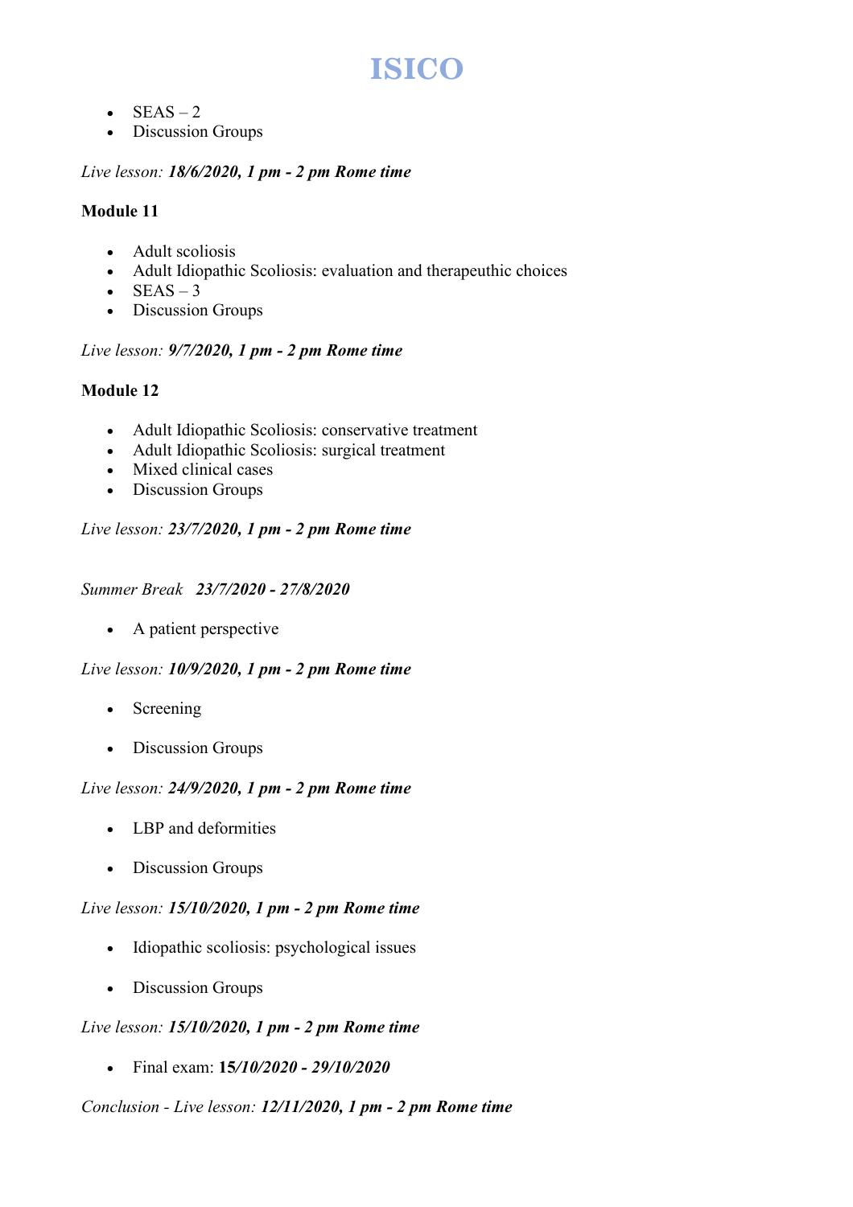# ISICO

- SEAS – 2
- Discussion Groups

*Live lesson: **18/6/2020, 1 pm - 2 pm Rome time***

**Module 11**

- Adult scoliosis
- Adult Idiopathic Scoliosis: evaluation and therapeuthic choices
- SEAS – 3
- Discussion Groups

*Live lesson: **9/7/2020, 1 pm - 2 pm Rome time***

**Module 12**

- Adult Idiopathic Scoliosis: conservative treatment
- Adult Idiopathic Scoliosis: surgical treatment
- Mixed clinical cases
- Discussion Groups

*Live lesson: **23/7/2020, 1 pm - 2 pm Rome time***

*Summer Break **23/7/2020 - 27/8/2020***

- A patient perspective

*Live lesson: **10/9/2020, 1 pm - 2 pm Rome time***

- Screening
- Discussion Groups

*Live lesson: **24/9/2020, 1 pm - 2 pm Rome time***

- LBP and deformities
- Discussion Groups

*Live lesson: **15/10/2020, 1 pm - 2 pm Rome time***

- Idiopathic scoliosis: psychological issues
- Discussion Groups

*Live lesson: **15/10/2020, 1 pm - 2 pm Rome time***

- Final exam: **15*/10/2020 - 29/10/2020***

*Conclusion - Live lesson: **12/11/2020, 1 pm - 2 pm Rome time***